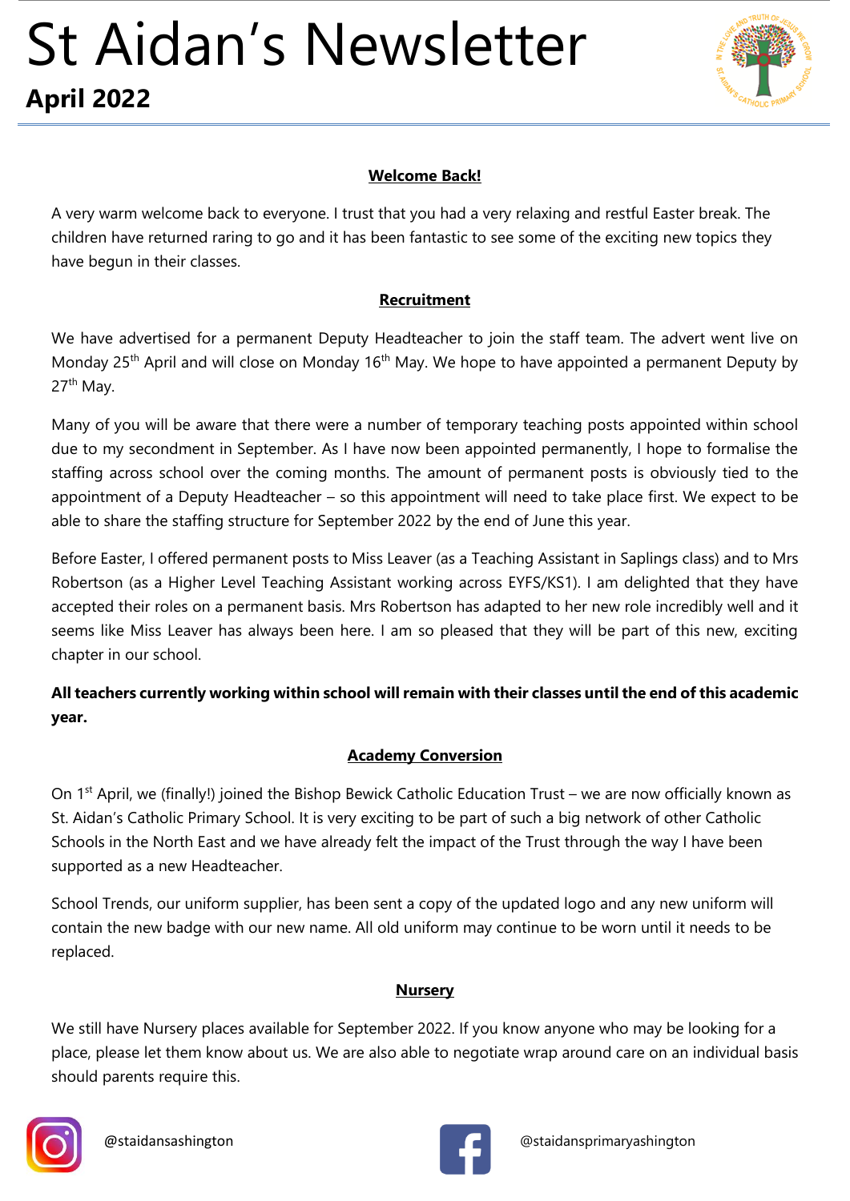# St Aidan's Newsletter

**April 2022**

## Welcome Back!

A very warm welcome back to everyone. I trust that you had a very relaxing and restful Easter break. The children have returned raring to go and it has been fantastic to see some of the exciting new topics they have begun in their classes.

## Recruitment

We have advertised for a permanent Deputy Headteacher to join the staff team. The advert went live on Monday 25th April and will close on Monday 16th May. We hope to have appointed a permanent Deputy by 27th May.

Many of you will be aware that there were a number of temporary teaching posts appointed within school due to my secondment in September. As I have now been appointed permanently, I hope to formalise the staffing across school over the coming months. The amount of permanent posts is obviously tied to the appointment of a Deputy Headteacher – so this appointment will need to take place first. We expect to be able to share the staffing structure for September 2022 by the end of June this year.

Before Easter, I offered permanent posts to Miss Leaver (as a Teaching Assistant in Saplings class) and to Mrs Robertson (as a Higher Level Teaching Assistant working across EYFS/KS1). I am delighted that they have accepted their roles on a permanent basis. Mrs Robertson has adapted to her new role incredibly well and it seems like Miss Leaver has always been here. I am so pleased that they will be part of this new, exciting chapter in our school.

**All teachers currently working within school will remain with their classes until the end of this academic year.**

## Academy Conversion

On 1st April, we (finally!) joined the Bishop Bewick Catholic Education Trust – we are now officially known as St. Aidan's Catholic Primary School. It is very exciting to be part of such a big network of other Catholic Schools in the North East and we have already felt the impact of the Trust through the way I have been supported as a new Headteacher.

School Trends, our uniform supplier, has been sent a copy of the updated logo and any new uniform will contain the new badge with our new name. All old uniform may continue to be worn until it needs to be replaced.

## Nursery

We still have Nursery places available for September 2022. If you know anyone who may be looking for a place, please let them know about us. We are also able to negotiate wrap around care on an individual basis should parents require this.

@staidansashington

@staidansprimaryashington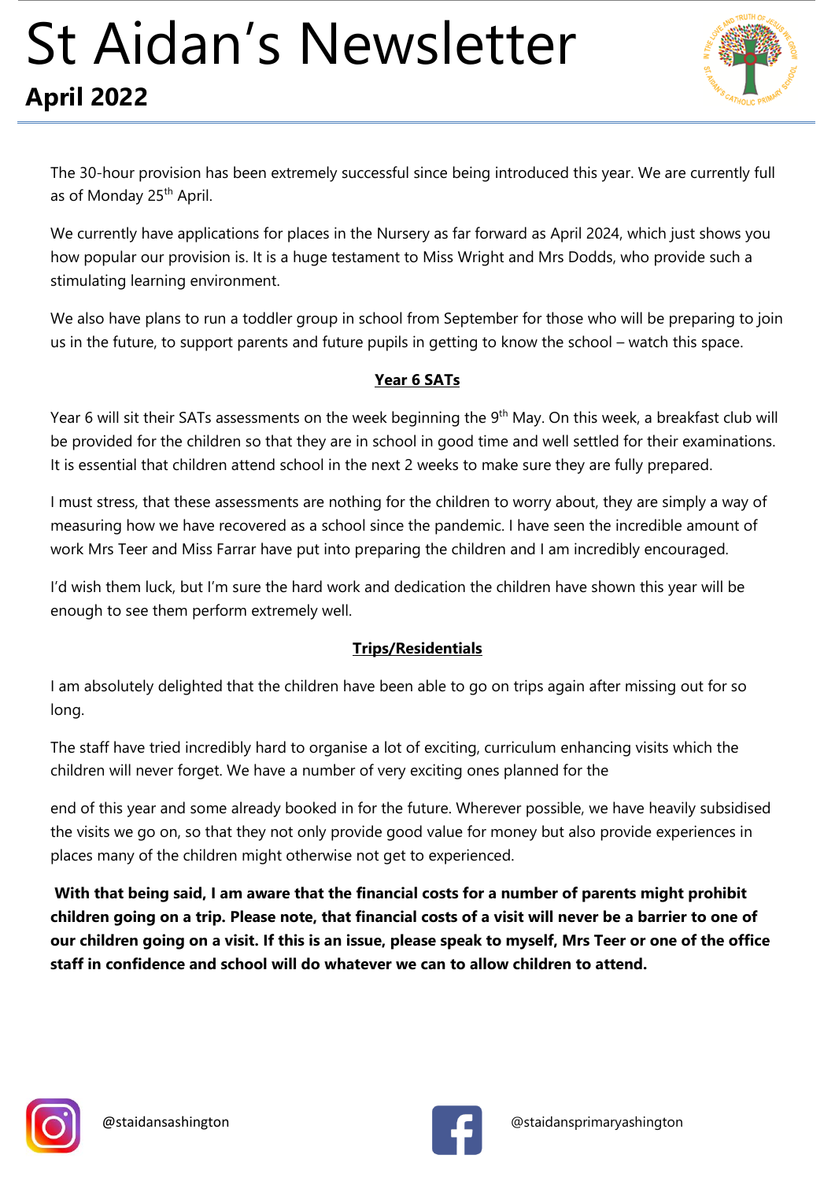# St Aidan's Newsletter

## April 2022

The 30-hour provision has been extremely successful since being introduced this year. We are currently full as of Monday 25th April.

We currently have applications for places in the Nursery as far forward as April 2024, which just shows you how popular our provision is. It is a huge testament to Miss Wright and Mrs Dodds, who provide such a stimulating learning environment.

We also have plans to run a toddler group in school from September for those who will be preparing to join us in the future, to support parents and future pupils in getting to know the school – watch this space.

### Year 6 SATs

Year 6 will sit their SATs assessments on the week beginning the 9th May. On this week, a breakfast club will be provided for the children so that they are in school in good time and well settled for their examinations. It is essential that children attend school in the next 2 weeks to make sure they are fully prepared.

I must stress, that these assessments are nothing for the children to worry about, they are simply a way of measuring how we have recovered as a school since the pandemic. I have seen the incredible amount of work Mrs Teer and Miss Farrar have put into preparing the children and I am incredibly encouraged.

I'd wish them luck, but I'm sure the hard work and dedication the children have shown this year will be enough to see them perform extremely well.

### Trips/Residentials

I am absolutely delighted that the children have been able to go on trips again after missing out for so long.

The staff have tried incredibly hard to organise a lot of exciting, curriculum enhancing visits which the children will never forget. We have a number of very exciting ones planned for the

end of this year and some already booked in for the future. Wherever possible, we have heavily subsidised the visits we go on, so that they not only provide good value for money but also provide experiences in places many of the children might otherwise not get to experienced.

**With that being said, I am aware that the financial costs for a number of parents might prohibit children going on a trip. Please note, that financial costs of a visit will never be a barrier to one of our children going on a visit. If this is an issue, please speak to myself, Mrs Teer or one of the office staff in confidence and school will do whatever we can to allow children to attend.**

@staidansashington

@staidansprimaryashington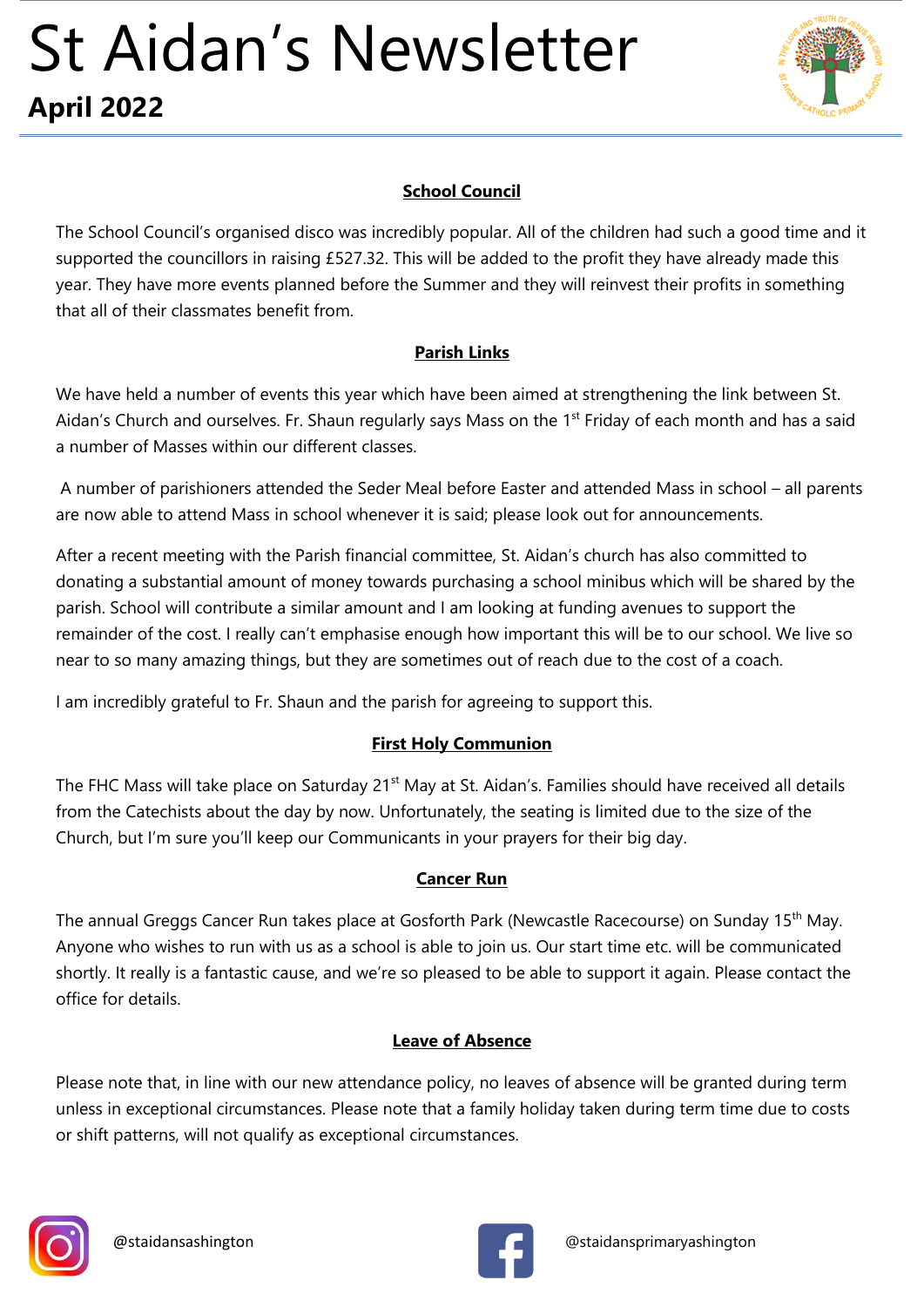# St Aidan's Newsletter

**April 2022**

### School Council

The School Council's organised disco was incredibly popular. All of the children had such a good time and it supported the councillors in raising £527.32. This will be added to the profit they have already made this year. They have more events planned before the Summer and they will reinvest their profits in something that all of their classmates benefit from.

### Parish Links

We have held a number of events this year which have been aimed at strengthening the link between St. Aidan's Church and ourselves. Fr. Shaun regularly says Mass on the 1st Friday of each month and has a said a number of Masses within our different classes.

A number of parishioners attended the Seder Meal before Easter and attended Mass in school – all parents are now able to attend Mass in school whenever it is said; please look out for announcements.

After a recent meeting with the Parish financial committee, St. Aidan's church has also committed to donating a substantial amount of money towards purchasing a school minibus which will be shared by the parish. School will contribute a similar amount and I am looking at funding avenues to support the remainder of the cost. I really can't emphasise enough how important this will be to our school. We live so near to so many amazing things, but they are sometimes out of reach due to the cost of a coach.

I am incredibly grateful to Fr. Shaun and the parish for agreeing to support this.

### First Holy Communion

The FHC Mass will take place on Saturday 21st May at St. Aidan's. Families should have received all details from the Catechists about the day by now. Unfortunately, the seating is limited due to the size of the Church, but I'm sure you'll keep our Communicants in your prayers for their big day.

### Cancer Run

The annual Greggs Cancer Run takes place at Gosforth Park (Newcastle Racecourse) on Sunday 15th May. Anyone who wishes to run with us as a school is able to join us. Our start time etc. will be communicated shortly. It really is a fantastic cause, and we're so pleased to be able to support it again. Please contact the office for details.

### Leave of Absence

Please note that, in line with our new attendance policy, no leaves of absence will be granted during term unless in exceptional circumstances. Please note that a family holiday taken during term time due to costs or shift patterns, will not qualify as exceptional circumstances.

@staidansashington

@staidansprimaryashington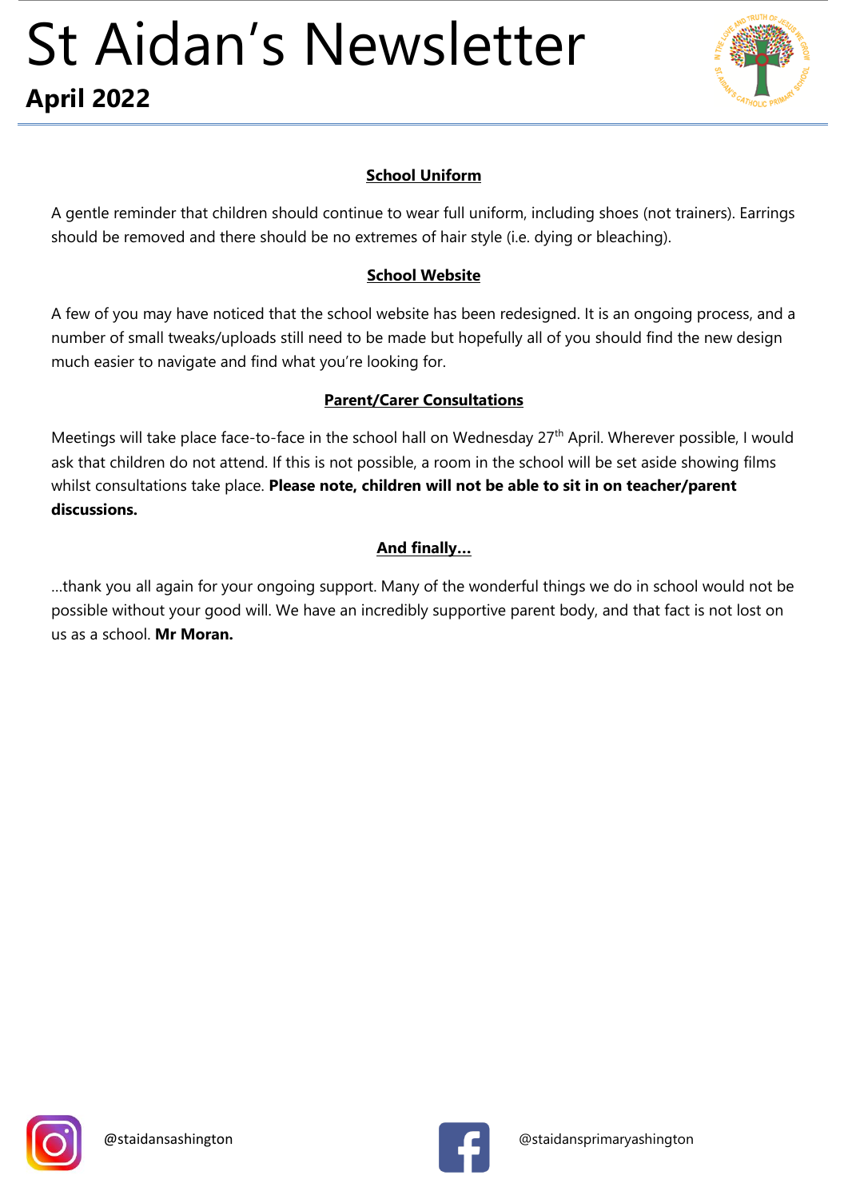# St Aidan's Newsletter

## April 2022

### School Uniform

A gentle reminder that children should continue to wear full uniform, including shoes (not trainers). Earrings should be removed and there should be no extremes of hair style (i.e. dying or bleaching).

### School Website

A few of you may have noticed that the school website has been redesigned. It is an ongoing process, and a number of small tweaks/uploads still need to be made but hopefully all of you should find the new design much easier to navigate and find what you're looking for.

### Parent/Carer Consultations

Meetings will take place face-to-face in the school hall on Wednesday 27th April. Wherever possible, I would ask that children do not attend. If this is not possible, a room in the school will be set aside showing films whilst consultations take place. **Please note, children will not be able to sit in on teacher/parent discussions.**

### And finally…

…thank you all again for your ongoing support. Many of the wonderful things we do in school would not be possible without your good will. We have an incredibly supportive parent body, and that fact is not lost on us as a school. **Mr Moran.**

@staidansashington

@staidansprimaryashington